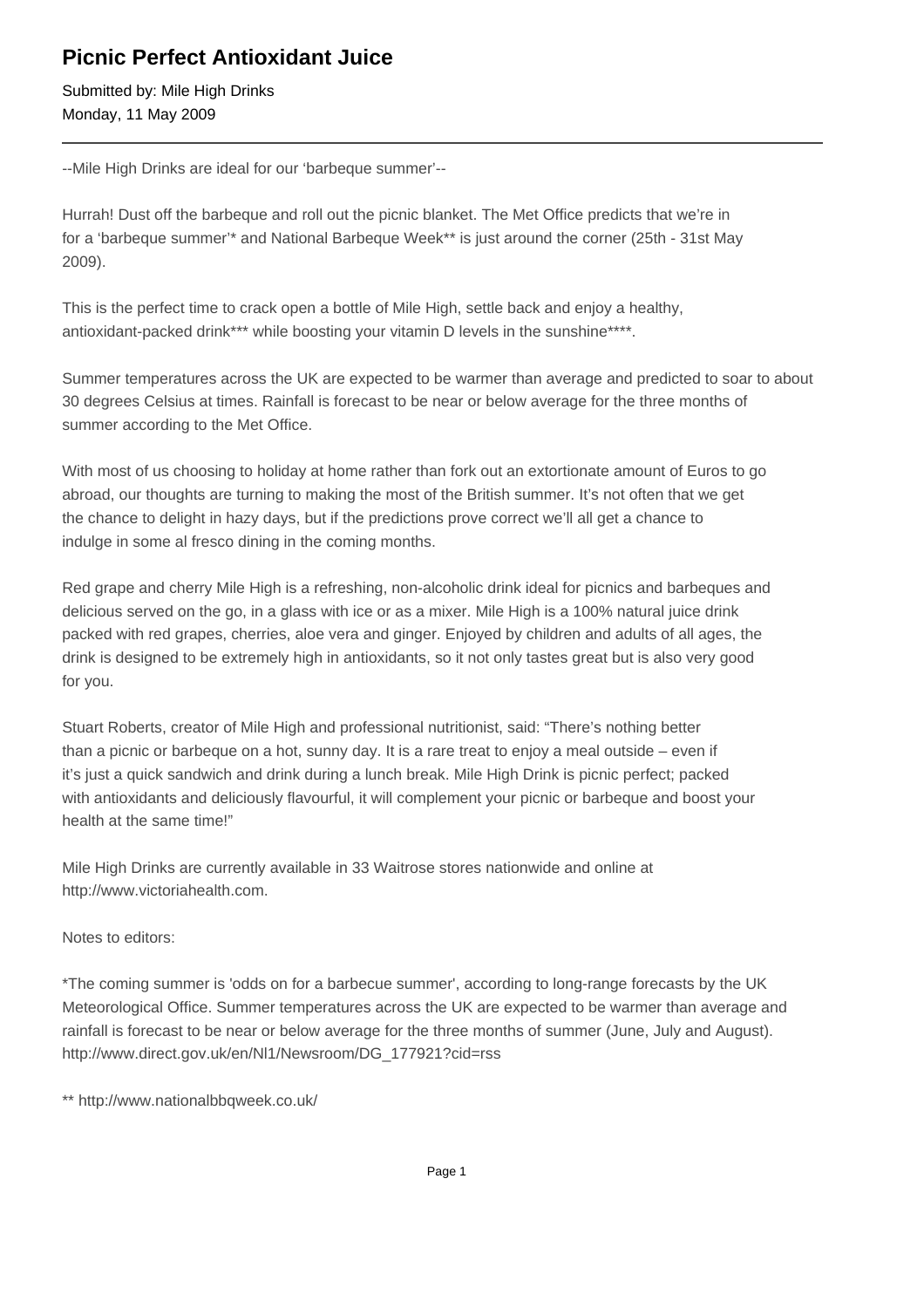# Picnic Perfect Antioxidant Juice

Submitted by: Mile High Drinks
Monday, 11 May 2009

---

--Mile High Drinks are ideal for our 'barbeque summer'--

Hurrah! Dust off the barbeque and roll out the picnic blanket. The Met Office predicts that we're in for a 'barbeque summer'* and National Barbeque Week** is just around the corner (25th - 31st May 2009).

This is the perfect time to crack open a bottle of Mile High, settle back and enjoy a healthy, antioxidant-packed drink*** while boosting your vitamin D levels in the sunshine****.

Summer temperatures across the UK are expected to be warmer than average and predicted to soar to about 30 degrees Celsius at times. Rainfall is forecast to be near or below average for the three months of summer according to the Met Office.

With most of us choosing to holiday at home rather than fork out an extortionate amount of Euros to go abroad, our thoughts are turning to making the most of the British summer. It's not often that we get the chance to delight in hazy days, but if the predictions prove correct we'll all get a chance to indulge in some al fresco dining in the coming months.

Red grape and cherry Mile High is a refreshing, non-alcoholic drink ideal for picnics and barbeques and delicious served on the go, in a glass with ice or as a mixer. Mile High is a 100% natural juice drink packed with red grapes, cherries, aloe vera and ginger. Enjoyed by children and adults of all ages, the drink is designed to be extremely high in antioxidants, so it not only tastes great but is also very good for you.

Stuart Roberts, creator of Mile High and professional nutritionist, said: "There's nothing better than a picnic or barbeque on a hot, sunny day. It is a rare treat to enjoy a meal outside – even if it's just a quick sandwich and drink during a lunch break. Mile High Drink is picnic perfect; packed with antioxidants and deliciously flavourful, it will complement your picnic or barbeque and boost your health at the same time!"

Mile High Drinks are currently available in 33 Waitrose stores nationwide and online at http://www.victoriahealth.com.

Notes to editors:

*The coming summer is 'odds on for a barbecue summer', according to long-range forecasts by the UK Meteorological Office. Summer temperatures across the UK are expected to be warmer than average and rainfall is forecast to be near or below average for the three months of summer (June, July and August). http://www.direct.gov.uk/en/Nl1/Newsroom/DG_177921?cid=rss

** http://www.nationalbbqweek.co.uk/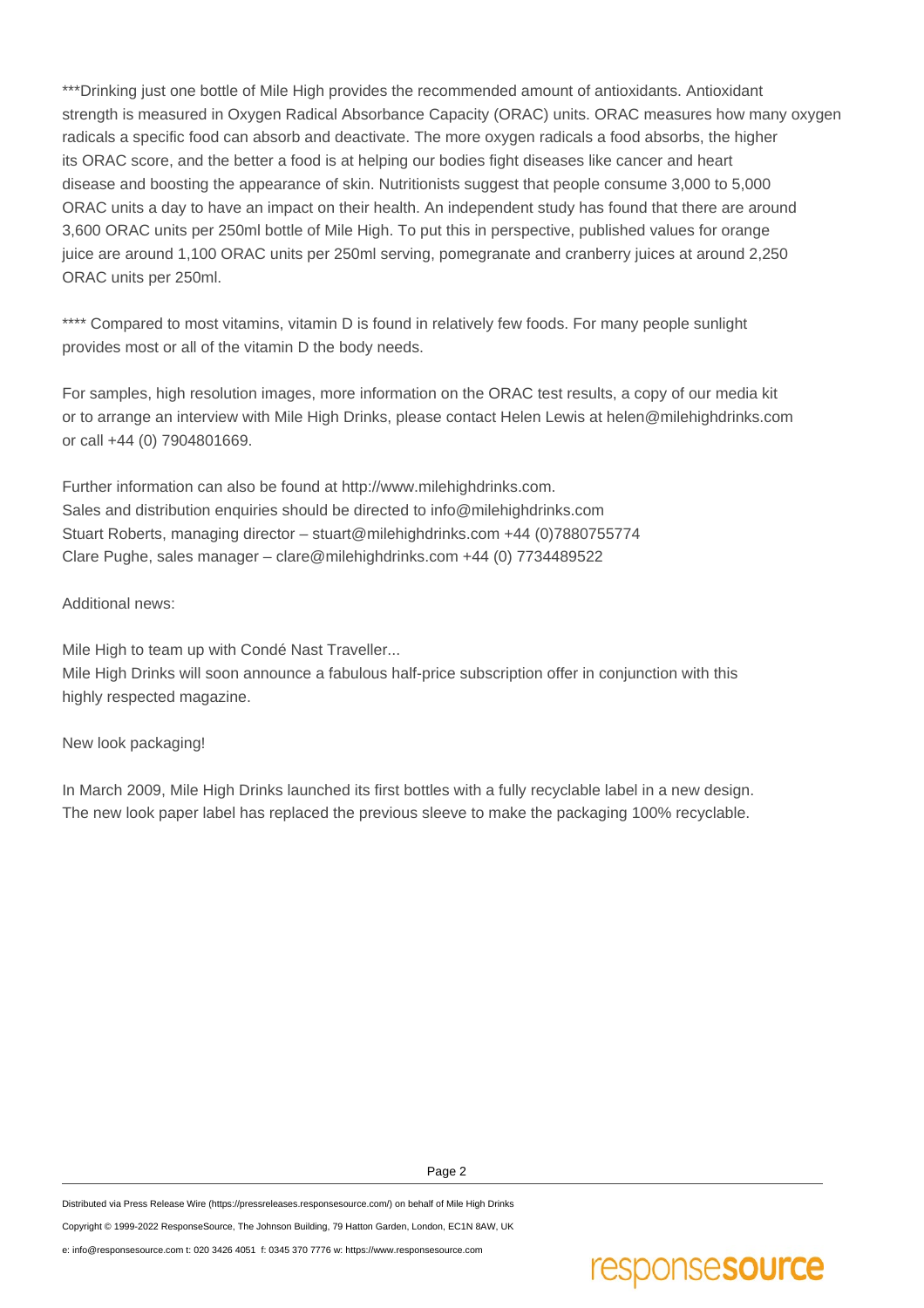***Drinking just one bottle of Mile High provides the recommended amount of antioxidants. Antioxidant strength is measured in Oxygen Radical Absorbance Capacity (ORAC) units. ORAC measures how many oxygen radicals a specific food can absorb and deactivate. The more oxygen radicals a food absorbs, the higher its ORAC score, and the better a food is at helping our bodies fight diseases like cancer and heart disease and boosting the appearance of skin. Nutritionists suggest that people consume 3,000 to 5,000 ORAC units a day to have an impact on their health. An independent study has found that there are around 3,600 ORAC units per 250ml bottle of Mile High. To put this in perspective, published values for orange juice are around 1,100 ORAC units per 250ml serving, pomegranate and cranberry juices at around 2,250 ORAC units per 250ml.

**** Compared to most vitamins, vitamin D is found in relatively few foods. For many people sunlight provides most or all of the vitamin D the body needs.

For samples, high resolution images, more information on the ORAC test results, a copy of our media kit or to arrange an interview with Mile High Drinks, please contact Helen Lewis at helen@milehighdrinks.com or call +44 (0) 7904801669.

Further information can also be found at http://www.milehighdrinks.com.
Sales and distribution enquiries should be directed to info@milehighdrinks.com
Stuart Roberts, managing director – stuart@milehighdrinks.com +44 (0)7880755774
Clare Pughe, sales manager – clare@milehighdrinks.com +44 (0) 7734489522

Additional news:

Mile High to team up with Condé Nast Traveller...
Mile High Drinks will soon announce a fabulous half-price subscription offer in conjunction with this highly respected magazine.

New look packaging!

In March 2009, Mile High Drinks launched its first bottles with a fully recyclable label in a new design. The new look paper label has replaced the previous sleeve to make the packaging 100% recyclable.